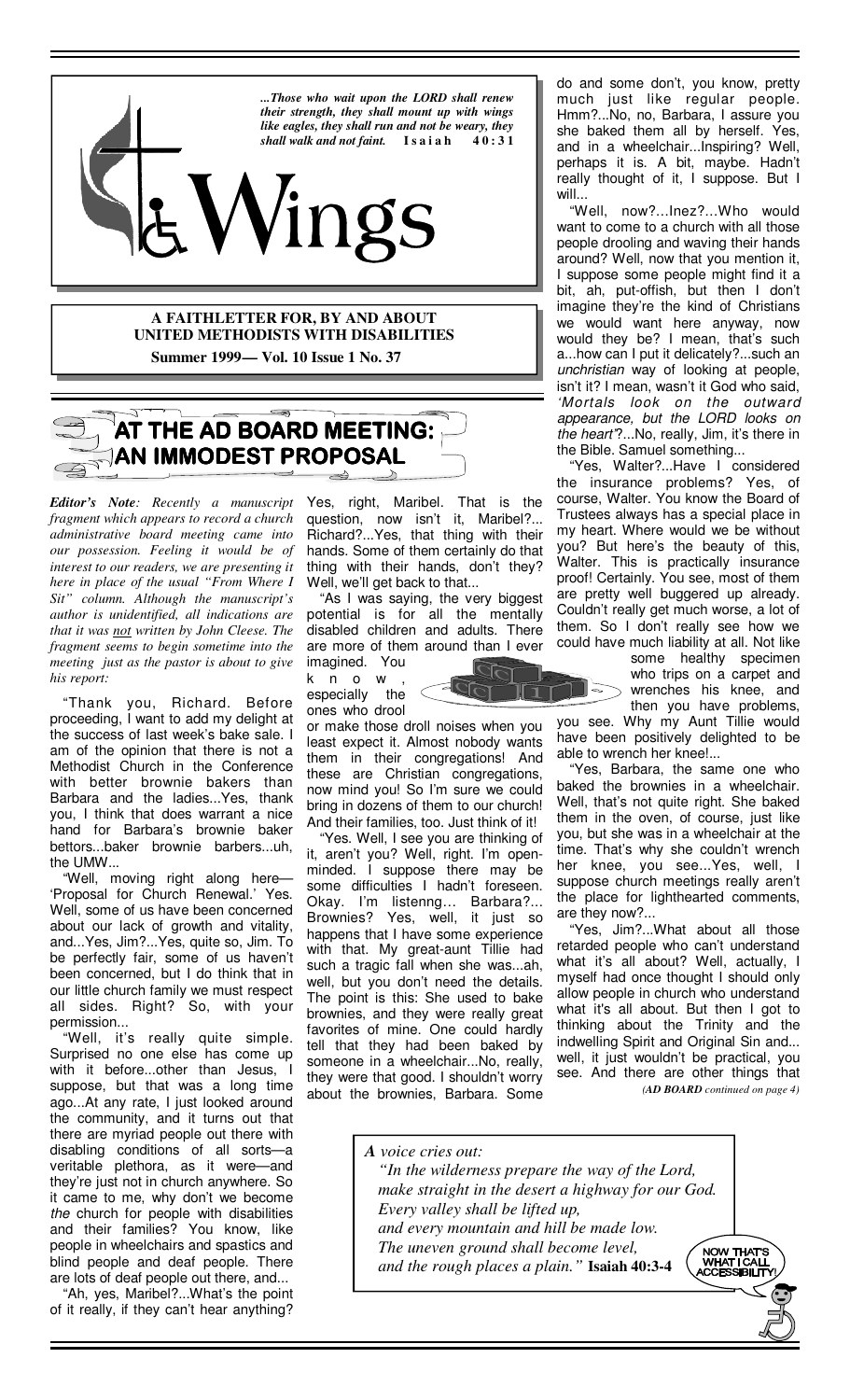*...Those who wait upon the LORD shall renew their strength, they shall mount up with wings like eagles, they shall run and not be weary, they shall walk and not faint.* **Isaiah 40:31**

# Wings

**A FAITHLETTER FOR, BY AND ABOUT UNITED METHODISTS WITH DISABILITIES**

**Summer 1999— Vol. 10 Issue 1 No. 37**

## AT THE AD BOARD MEETING: AN IMMODEST PROPOSAL

***Editor's Note**: Recently a manuscript fragment which appears to record a church administrative board meeting came into our possession. Feeling it would be of interest to our readers, we are presenting it here in place of the usual "From Where I Sit" column. Although the manuscript's author is unidentified, all indications are that it was not written by John Cleese. The fragment seems to begin sometime into the meeting just as the pastor is about to give his report:*

"Thank you, Richard. Before proceeding, I want to add my delight at the success of last week's bake sale. I am of the opinion that there is not a Methodist Church in the Conference with better brownie bakers than Barbara and the ladies...Yes, thank you, I think that does warrant a nice hand for Barbara's brownie baker bettors...baker brownie barbers...uh, the UMW...

"Well, moving right along here— 'Proposal for Church Renewal.' Yes. Well, some of us have been concerned about our lack of growth and vitality, and...Yes, Jim?...Yes, quite so, Jim. To be perfectly fair, some of us haven't been concerned, but I do think that in our little church family we must respect all sides. Right? So, with your permission...

"Well, it's really quite simple. Surprised no one else has come up with it before...other than Jesus, I suppose, but that was a long time ago...At any rate, I just looked around the community, and it turns out that there are myriad people out there with disabling conditions of all sorts—a veritable plethora, as it were—and they're just not in church anywhere. So it came to me, why don't we become *the* church for people with disabilities and their families? You know, like people in wheelchairs and spastics and blind people and deaf people. There are lots of deaf people out there, and...

"Ah, yes, Maribel?...What's the point of it really, if they can't hear anything? Yes, right, Maribel. That is the question, now isn't it, Maribel?... Richard?...Yes, that thing with their hands. Some of them certainly do that thing with their hands, don't they? Well, we'll get back to that...

"As I was saying, the very biggest potential is for all the mentally disabled children and adults. There are more of them around than I ever imagined. You know, especially the ones who drool or make those droll noises when you least expect it. Almost nobody wants them in their congregations! And these are Christian congregations, now mind you! So I'm sure we could bring in dozens of them to our church! And their families, too. Just think of it!

"Yes. Well, I see you are thinking of it, aren't you? Well, right. I'm open-minded. I suppose there may be some difficulties I hadn't foreseen. Okay. I'm listenng… Barbara?... Brownies? Yes, well, it just so happens that I have some experience with that. My great-aunt Tillie had such a tragic fall when she was...ah, well, but you don't need the details. The point is this: She used to bake brownies, and they were really great favorites of mine. One could hardly tell that they had been baked by someone in a wheelchair...No, really, they were that good. I shouldn't worry about the brownies, Barbara. Some do and some don't, you know, pretty much just like regular people. Hmm?...No, no, Barbara, I assure you she baked them all by herself. Yes, and in a wheelchair...Inspiring? Well, perhaps it is. A bit, maybe. Hadn't really thought of it, I suppose. But I will...

"Well, now?...Inez?...Who would want to come to a church with all those people drooling and waving their hands around? Well, now that you mention it, I suppose some people might find it a bit, ah, put-offish, but then I don't imagine they're the kind of Christians we would want here anyway, now would they be? I mean, that's such a...how can I put it delicately?...such an *unchristian* way of looking at people, isn't it? I mean, wasn't it God who said, *'Mortals look on the outward appearance, but the LORD looks on the heart'*?...No, really, Jim, it's there in the Bible. Samuel something...

"Yes, Walter?...Have I considered the insurance problems? Yes, of course, Walter. You know the Board of Trustees always has a special place in my heart. Where would we be without you? But here's the beauty of this, Walter. This is practically insurance proof! Certainly. You see, most of them are pretty well buggered up already. Couldn't really get much worse, a lot of them. So I don't really see how we could have much liability at all. Not like some healthy specimen who trips on a carpet and wrenches his knee, and then you have problems, you see. Why my Aunt Tillie would have been positively delighted to be able to wrench her knee!...

"Yes, Barbara, the same one who baked the brownies in a wheelchair. Well, that's not quite right. She baked them in the oven, of course, just like you, but she was in a wheelchair at the time. That's why she couldn't wrench her knee, you see...Yes, well, I suppose church meetings really aren't the place for lighthearted comments, are they now?...

"Yes, Jim?...What about all those retarded people who can't understand what it's all about? Well, actually, I myself had once thought I should only allow people in church who understand what it's all about. But then I got to thinking about the Trinity and the indwelling Spirit and Original Sin and... well, it just wouldn't be practical, you see. And there are other things that

*(AD BOARD continued on page 4)*

---

*A voice cries out:*
*"In the wilderness prepare the way of the Lord,*
*make straight in the desert a highway for our God.*
*Every valley shall be lifted up,*
*and every mountain and hill be made low.*
*The uneven ground shall become level,*
*and the rough places a plain."* **Isaiah 40:3-4**

NOW THAT'S WHAT I CALL ACCESSIBILITY!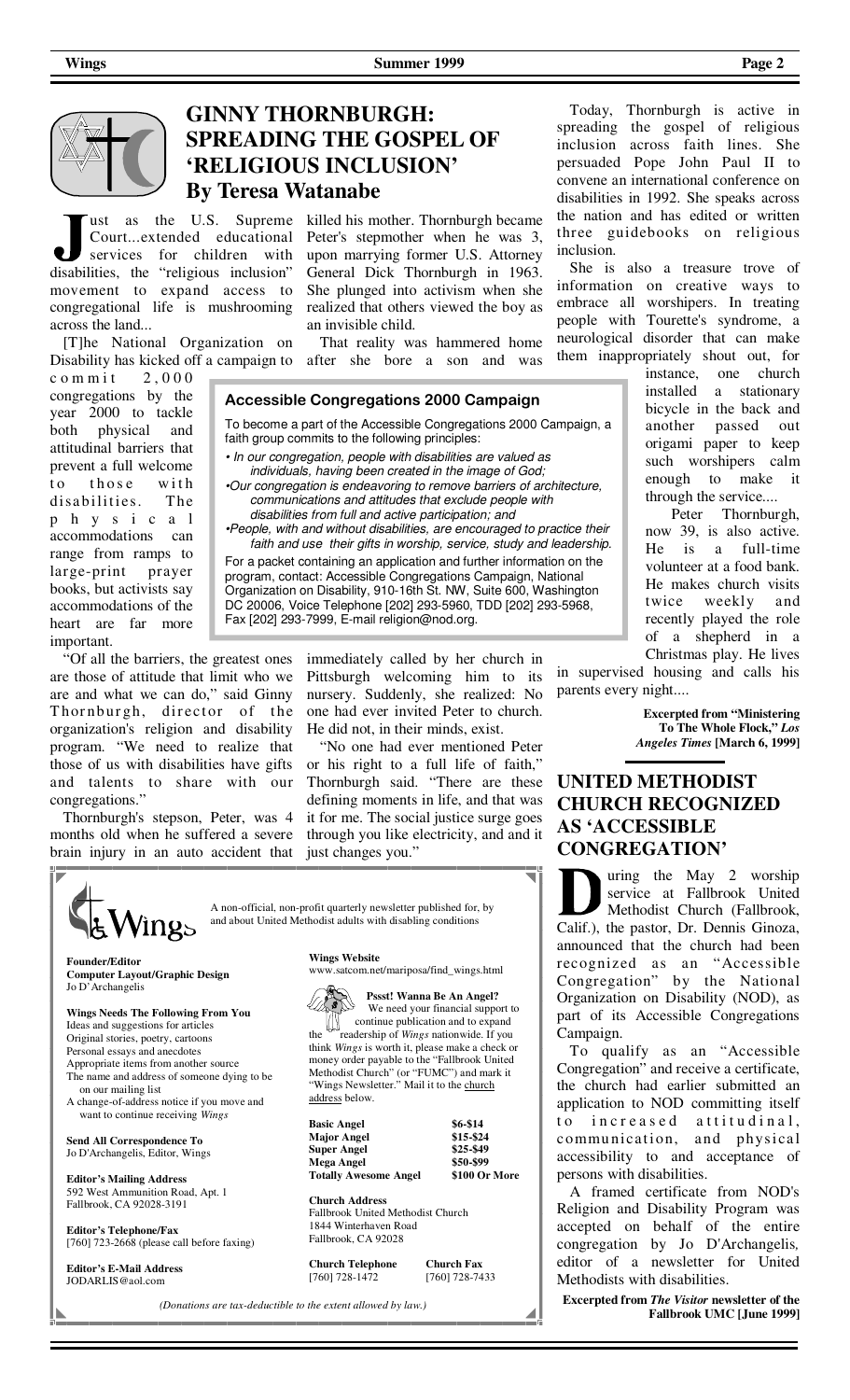## GINNY THORNBURGH: SPREADING THE GOSPEL OF 'RELIGIOUS INCLUSION'

### By Teresa Watanabe

Just as the U.S. Supreme Court...extended educational services for children with disabilities, the "religious inclusion" movement to expand access to congregational life is mushrooming across the land...

[T]he National Organization on Disability has kicked off a campaign to commit 2,000 congregations by the year 2000 to tackle both physical and attitudinal barriers that prevent a full welcome to those with disabilities. The physical accommodations can range from ramps to large-print prayer books, but activists say accommodations of the heart are far more important.

"Of all the barriers, the greatest ones are those of attitude that limit who we are and what we can do," said Ginny Thornburgh, director of the organization's religion and disability program. "We need to realize that those of us with disabilities have gifts and talents to share with our congregations."

Thornburgh's stepson, Peter, was 4 months old when he suffered a severe brain injury in an auto accident that killed his mother. Thornburgh became Peter's stepmother when he was 3, upon marrying former U.S. Attorney General Dick Thornburgh in 1963. She plunged into activism when she realized that others viewed the boy as an invisible child.

That reality was hammered home after she bore a son and was immediately called by her church in Pittsburgh welcoming him to its nursery. Suddenly, she realized: No one had ever invited Peter to church. He did not, in their minds, exist.

"No one had ever mentioned Peter or his right to a full life of faith," Thornburgh said. "There are these defining moments in life, and that was it for me. The social justice surge goes through you like electricity, and and it just changes you."

Today, Thornburgh is active in spreading the gospel of religious inclusion across faith lines. She persuaded Pope John Paul II to convene an international conference on disabilities in 1992. She speaks across the nation and has edited or written three guidebooks on religious inclusion.

She is also a treasure trove of information on creative ways to embrace all worshipers. In treating people with Tourette's syndrome, a neurological disorder that can make them inappropriately shout out, for instance, one church installed a stationary bicycle in the back and another passed out origami paper to keep such worshipers calm enough to make it through the service....

Peter Thornburgh, now 39, is also active. He is a full-time volunteer at a food bank. He makes church visits twice weekly and recently played the role of a shepherd in a Christmas play. He lives in supervised housing and calls his parents every night....

**Excerpted from "Ministering To The Whole Flock," *Los Angeles Times* [March 6, 1999]**

### Accessible Congregations 2000 Campaign

To become a part of the Accessible Congregations 2000 Campaign, a faith group commits to the following principles:

- *In our congregation, people with disabilities are valued as individuals, having been created in the image of God;*
- *Our congregation is endeavoring to remove barriers of architecture, communications and attitudes that exclude people with disabilities from full and active participation; and*
- *People, with and without disabilities, are encouraged to practice their faith and use their gifts in worship, service, study and leadership.*

For a packet containing an application and further information on the program, contact: Accessible Congregations Campaign, National Organization on Disability, 910-16th St. NW, Suite 600, Washington DC 20006, Voice Telephone [202] 293-5960, TDD [202] 293-5968, Fax [202] 293-7999, E-mail religion@nod.org.

## UNITED METHODIST CHURCH RECOGNIZED AS 'ACCESSIBLE CONGREGATION'

During the May 2 worship service at Fallbrook United Methodist Church (Fallbrook, Calif.), the pastor, Dr. Dennis Ginoza, announced that the church had been recognized as an "Accessible Congregation" by the National Organization on Disability (NOD), as part of its Accessible Congregations Campaign.

To qualify as an "Accessible Congregation" and receive a certificate, the church had earlier submitted an application to NOD committing itself to increased attitudinal, communication, and physical accessibility to and acceptance of persons with disabilities.

A framed certificate from NOD's Religion and Disability Program was accepted on behalf of the entire congregation by Jo D'Archangelis, editor of a newsletter for United Methodists with disabilities.

**Excerpted from *The Visitor* newsletter of the Fallbrook UMC [June 1999]**

---

**Wings**

A non-official, non-profit quarterly newsletter published for, by and about United Methodist adults with disabling conditions

**Founder/Editor**
**Computer Layout/Graphic Design**
Jo D'Archangelis

**Wings Needs The Following From You**
Ideas and suggestions for articles
Original stories, poetry, cartoons
Personal essays and anecdotes
Appropriate items from another source
The name and address of someone dying to be on our mailing list
A change-of-address notice if you move and want to continue receiving *Wings*

**Send All Correspondence To**
Jo D'Archangelis, Editor, Wings

**Editor's Mailing Address**
592 West Ammunition Road, Apt. 1
Fallbrook, CA 92028-3191

**Editor's Telephone/Fax**
[760] 723-2668 (please call before faxing)

**Editor's E-Mail Address**
JODARLIS@aol.com

**Wings Website**
www.satcom.net/mariposa/find_wings.html

**Pssst! Wanna Be An Angel?**
We need your financial support to continue publication and to expand the readership of *Wings* nationwide. If you think *Wings* is worth it, please make a check or money order payable to the "Fallbrook United Methodist Church" (or "FUMC") and mark it "Wings Newsletter." Mail it to the church address below.

| | |
|---|---|
| **Basic Angel** | $6-$14 |
| **Major Angel** | $15-$24 |
| **Super Angel** | $25-$49 |
| **Mega Angel** | $50-$99 |
| **Totally Awesome Angel** | $100 Or More |

**Church Address**
Fallbrook United Methodist Church
1844 Winterhaven Road
Fallbrook, CA 92028

**Church Telephone** [760] 728-1472
**Church Fax** [760] 728-7433

*(Donations are tax-deductible to the extent allowed by law.)*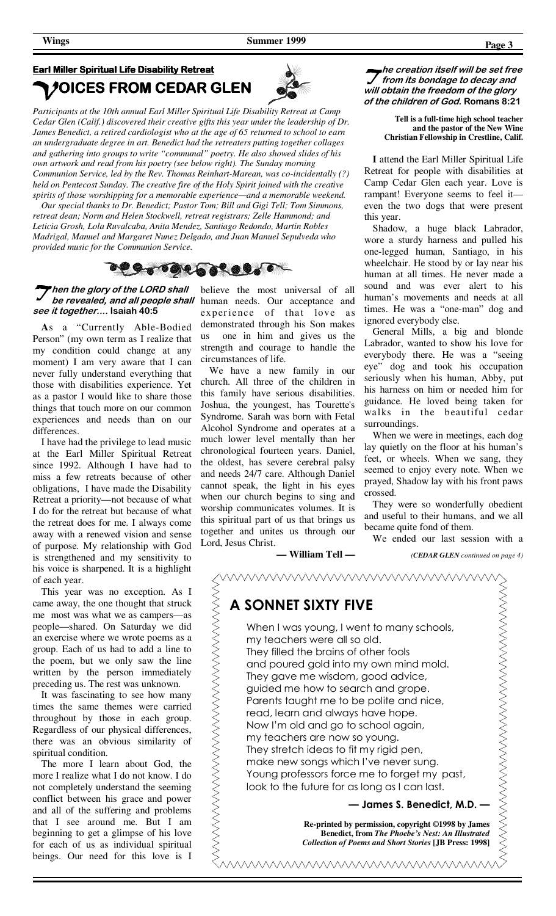## Earl Miller Spiritual Life Disability Retreat

# VOICES FROM CEDAR GLEN

*Participants at the 10th annual Earl Miller Spiritual Life Disability Retreat at Camp Cedar Glen (Calif.) discovered their creative gifts this year under the leadership of Dr. James Benedict, a retired cardiologist who at the age of 65 returned to school to earn an undergraduate degree in art. Benedict had the retreaters putting together collages and gathering into groups to write "communal" poetry. He also showed slides of his own artwork and read from his poetry (see below right). The Sunday morning Communion Service, led by the Rev. Thomas Reinhart-Marean, was co-incidentally (?) held on Pentecost Sunday. The creative fire of the Holy Spirit joined with the creative spirits of those worshipping for a memorable experience—and a memorable weekend.*

*Our special thanks to Dr. Benedict; Pastor Tom; Bill and Gigi Tell; Tom Simmons, retreat dean; Norm and Helen Stockwell, retreat registrars; Zelle Hammond; and Leticia Grosh, Lola Ruvalcaba, Anita Mendez, Santiago Redondo, Martin Robles Madrigal, Manuel and Margaret Nunez Delgado, and Juan Manuel Sepulveda who provided music for the Communion Service.*

***Then the glory of the LORD shall be revealed, and all people shall see it together....*** **Isaiah 40:5**

**A**s a "Currently Able-Bodied Person" (my own term as I realize that my condition could change at any moment) I am very aware that I can never fully understand everything that those with disabilities experience. Yet as a pastor I would like to share those things that touch more on our common experiences and needs than on our differences.

I have had the privilege to lead music at the Earl Miller Spiritual Retreat since 1992. Although I have had to miss a few retreats because of other obligations, I have made the Disability Retreat a priority—not because of what I do for the retreat but because of what the retreat does for me. I always come away with a renewed vision and sense of purpose. My relationship with God is strengthened and my sensitivity to his voice is sharpened. It is a highlight of each year.

This year was no exception. As I came away, the one thought that struck me most was what we as campers—as people—shared. On Saturday we did an exercise where we wrote poems as a group. Each of us had to add a line to the poem, but we only saw the line written by the person immediately preceding us. The rest was unknown.

It was fascinating to see how many times the same themes were carried throughout by those in each group. Regardless of our physical differences, there was an obvious similarity of spiritual condition.

The more I learn about God, the more I realize what I do not know. I do not completely understand the seeming conflict between his grace and power and all of the suffering and problems that I see around me. But I am beginning to get a glimpse of his love for each of us as individual spiritual beings. Our need for this love is I believe the most universal of all human needs. Our acceptance and experience of that love as demonstrated through his Son makes us one in him and gives us the strength and courage to handle the circumstances of life.

We have a new family in our church. All three of the children in this family have serious disabilities. Joshua, the youngest, has Tourette's Syndrome. Sarah was born with Fetal Alcohol Syndrome and operates at a much lower level mentally than her chronological fourteen years. Daniel, the oldest, has severe cerebral palsy and needs 24/7 care. Although Daniel cannot speak, the light in his eyes when our church begins to sing and worship communicates volumes. It is this spiritual part of us that brings us together and unites us through our Lord, Jesus Christ.

**— William Tell —**

***The creation itself will be set free from its bondage to decay and will obtain the freedom of the glory of the children of God.*** **Romans 8:21**

**Tell is a full-time high school teacher and the pastor of the New Wine Christian Fellowship in Crestline, Calif.**

**I** attend the Earl Miller Spiritual Life Retreat for people with disabilities at Camp Cedar Glen each year. Love is rampant! Everyone seems to feel it—even the two dogs that were present this year.

Shadow, a huge black Labrador, wore a sturdy harness and pulled his one-legged human, Santiago, in his wheelchair. He stood by or lay near his human at all times. He never made a sound and was ever alert to his human's movements and needs at all times. He was a "one-man" dog and ignored everybody else.

General Mills, a big and blonde Labrador, wanted to show his love for everybody there. He was a "seeing eye" dog and took his occupation seriously when his human, Abby, put his harness on him or needed him for guidance. He loved being taken for walks in the beautiful cedar surroundings.

When we were in meetings, each dog lay quietly on the floor at his human's feet, or wheels. When we sang, they seemed to enjoy every note. When we prayed, Shadow lay with his front paws crossed.

They were so wonderfully obedient and useful to their humans, and we all became quite fond of them.

We ended our last session with a

*(CEDAR GLEN continued on page 4)*

## A SONNET SIXTY FIVE

When I was young, I went to many schools,
my teachers were all so old.
They filled the brains of other fools
and poured gold into my own mind mold.
They gave me wisdom, good advice,
guided me how to search and grope.
Parents taught me to be polite and nice,
read, learn and always have hope.
Now I'm old and go to school again,
my teachers are now so young.
They stretch ideas to fit my rigid pen,
make new songs which I've never sung.
Young professors force me to forget my past,
look to the future for as long as I can last.

**— James S. Benedict, M.D. —**

**Re-printed by permission, copyright ©1998 by James Benedict, from *The Phoebe's Nest: An Illustrated Collection of Poems and Short Stories* [JB Press: 1998]**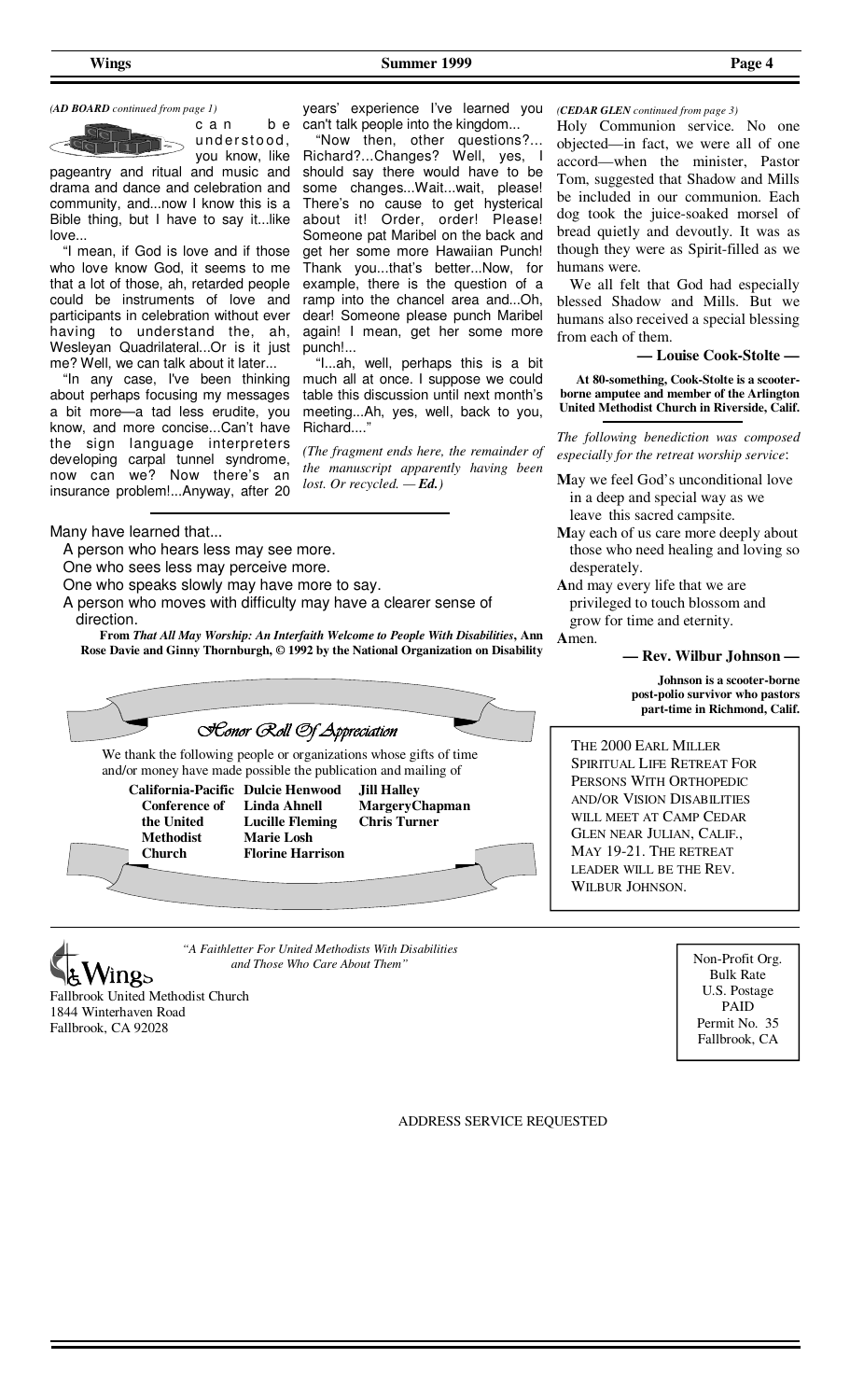*(**AD BOARD** continued from page 1)*

can be understood, you know, like pageantry and ritual and music and drama and dance and celebration and community, and...now I know this is a Bible thing, but I have to say it...like love...

"I mean, if God is love and if those who love know God, it seems to me that a lot of those, ah, retarded people could be instruments of love and participants in celebration without ever having to understand the, ah, Wesleyan Quadrilateral...Or is it just me? Well, we can talk about it later...

"In any case, I've been thinking about perhaps focusing my messages a bit more—a tad less erudite, you know, and more concise...Can't have the sign language interpreters developing carpal tunnel syndrome, now can we? Now there's an insurance problem!...Anyway, after 20 years' experience I've learned you can't talk people into the kingdom...

"Now then, other questions?...Richard?...Changes? Well, yes, I should say there would have to be some changes...Wait...wait, please! There's no cause to get hysterical about it! Order, order! Please! Someone pat Maribel on the back and get her some more Hawaiian Punch! Thank you...that's better...Now, for example, there is the question of a ramp into the chancel area and...Oh, dear! Someone please punch Maribel again! I mean, get her some more punch!...

"I...ah, well, perhaps this is a bit much all at once. I suppose we could table this discussion until next month's meeting...Ah, yes, well, back to you, Richard...."

*(The fragment ends here, the remainder of the manuscript apparently having been lost. Or recycled. — **Ed.**)*

---

Many have learned that...

A person who hears less may see more.
One who sees less may perceive more.
One who speaks slowly may have more to say.
A person who moves with difficulty may have a clearer sense of direction.

**From *That All May Worship: An Interfaith Welcome to People With Disabilities*, Ann Rose Davie and Ginny Thornburgh, © 1992 by the National Organization on Disability**

*(**CEDAR GLEN** continued from page 3)*

Holy Communion service. No one objected—in fact, we were all of one accord—when the minister, Pastor Tom, suggested that Shadow and Mills be included in our communion. Each dog took the juice-soaked morsel of bread quietly and devoutly. It was as though they were as Spirit-filled as we humans were.

We all felt that God had especially blessed Shadow and Mills. But we humans also received a special blessing from each of them.

**— Louise Cook-Stolte —**

**At 80-something, Cook-Stolte is a scooter-borne amputee and member of the Arlington United Methodist Church in Riverside, Calif.**

---

*The following benediction was composed especially for the retreat worship service*:

**M**ay we feel God's unconditional love in a deep and special way as we leave this sacred campsite.
**M**ay each of us care more deeply about those who need healing and loving so desperately.
**A**nd may every life that we are privileged to touch blossom and grow for time and eternity.
**A**men.

**— Rev. Wilbur Johnson —**

**Johnson is a scooter-borne post-polio survivor who pastors part-time in Richmond, Calif.**

## *Honor Roll Of Appreciation*

We thank the following people or organizations whose gifts of time and/or money have made possible the publication and mailing of

| | | |
|---|---|---|
| **California-Pacific Conference of the United Methodist Church** | **Dulcie Henwood** | **Jill Halley** |
| | **Linda Ahnell** | **MargeryChapman** |
| | **Lucille Fleming** | **Chris Turner** |
| | **Marie Losh** | |
| | **Florine Harrison** | |

THE 2000 EARL MILLER SPIRITUAL LIFE RETREAT FOR PERSONS WITH ORTHOPEDIC AND/OR VISION DISABILITIES WILL MEET AT CAMP CEDAR GLEN NEAR JULIAN, CALIF., MAY 19-21. THE RETREAT LEADER WILL BE THE REV. WILBUR JOHNSON.

---

Wings

*"A Faithletter For United Methodists With Disabilities and Those Who Care About Them"*

Fallbrook United Methodist Church
1844 Winterhaven Road
Fallbrook, CA 92028

Non-Profit Org.
Bulk Rate
U.S. Postage
PAID
Permit No. 35
Fallbrook, CA

ADDRESS SERVICE REQUESTED